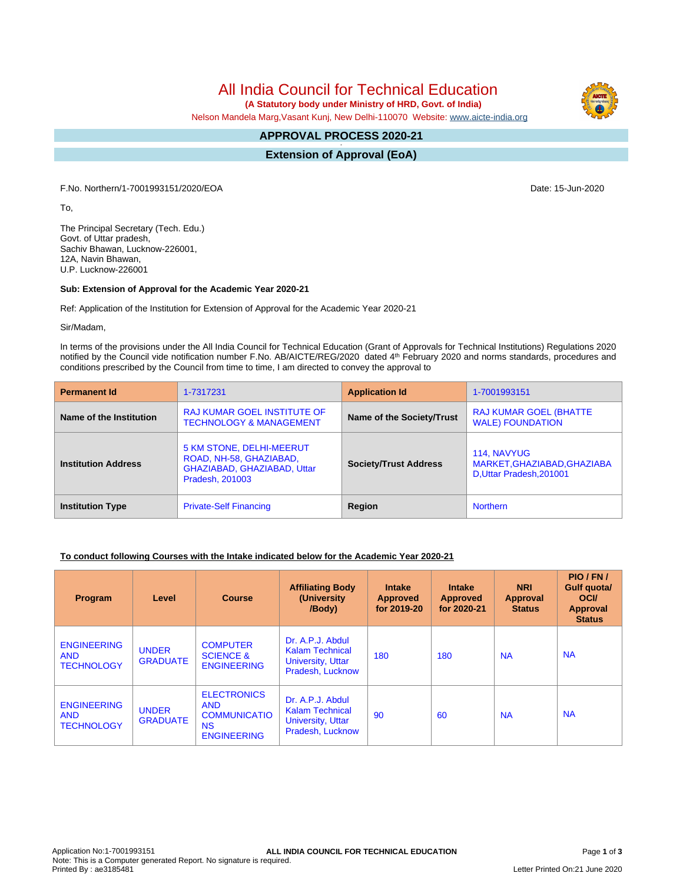# All India Council for Technical Education

**(A Statutory body under Ministry of HRD, Govt. of India)**

Nelson Mandela Marg,Vasant Kunj, New Delhi-110070 Website: www.aicte-india.org

## APPROVAL PROCESS 2020-21

## Extension of Approval (EoA)

F.No. Northern/1-7001993151/2020/EOA

Date: 15-Jun-2020

To,

The Principal Secretary (Tech. Edu.)
Govt. of Uttar pradesh,
Sachiv Bhawan, Lucknow-226001,
12A, Navin Bhawan,
U.P. Lucknow-226001

**Sub: Extension of Approval for the Academic Year 2020-21**

Ref: Application of the Institution for Extension of Approval for the Academic Year 2020-21

Sir/Madam,

In terms of the provisions under the All India Council for Technical Education (Grant of Approvals for Technical Institutions) Regulations 2020 notified by the Council vide notification number F.No. AB/AICTE/REG/2020 dated 4th February 2020 and norms standards, procedures and conditions prescribed by the Council from time to time, I am directed to convey the approval to

| **Permanent Id** | 1-7317231 | **Application Id** | 1-7001993151 |
|---|---|---|---|
| **Name of the Institution** | RAJ KUMAR GOEL INSTITUTE OF TECHNOLOGY & MANAGEMENT | **Name of the Society/Trust** | RAJ KUMAR GOEL (BHATTE WALE) FOUNDATION |
| **Institution Address** | 5 KM STONE, DELHI-MEERUT ROAD, NH-58, GHAZIABAD, GHAZIABAD, GHAZIABAD, Uttar Pradesh, 201003 | **Society/Trust Address** | 114, NAVYUG MARKET,GHAZIABAD,GHAZIABAD,Uttar Pradesh,201001 |
| **Institution Type** | Private-Self Financing | **Region** | Northern |

**To conduct following Courses with the Intake indicated below for the Academic Year 2020-21**

| Program | Level | Course | Affiliating Body (University /Body) | Intake Approved for 2019-20 | Intake Approved for 2020-21 | NRI Approval Status | PIO / FN / Gulf quota/ OCI/ Approval Status |
|---|---|---|---|---|---|---|---|
| ENGINEERING AND TECHNOLOGY | UNDER GRADUATE | COMPUTER SCIENCE & ENGINEERING | Dr. A.P.J. Abdul Kalam Technical University, Uttar Pradesh, Lucknow | 180 | 180 | NA | NA |
| ENGINEERING AND TECHNOLOGY | UNDER GRADUATE | ELECTRONICS AND COMMUNICATIONS ENGINEERING | Dr. A.P.J. Abdul Kalam Technical University, Uttar Pradesh, Lucknow | 90 | 60 | NA | NA |

Application No:1-7001993151
Note: This is a Computer generated Report. No signature is required.
Printed By : ae3185481
Letter Printed On:21 June 2020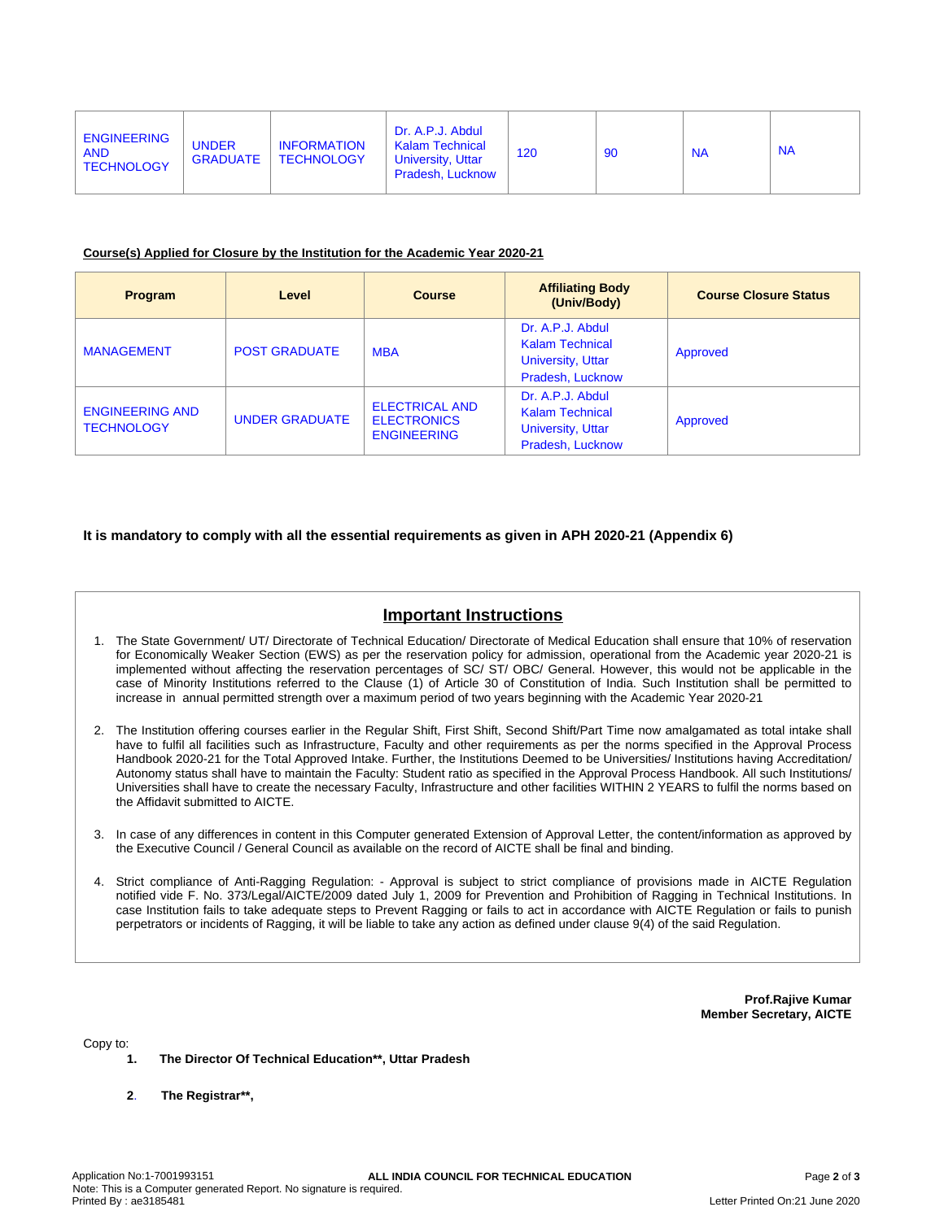| ENGINEERING AND TECHNOLOGY | UNDER GRADUATE | INFORMATION TECHNOLOGY | Dr. A.P.J. Abdul Kalam Technical University, Uttar Pradesh, Lucknow | 120 | 90 | NA | NA |
|---|---|---|---|---|---|---|---|

**Course(s) Applied for Closure by the Institution for the Academic Year 2020-21**

| Program | Level | Course | Affiliating Body (Univ/Body) | Course Closure Status |
|---|---|---|---|---|
| MANAGEMENT | POST GRADUATE | MBA | Dr. A.P.J. Abdul Kalam Technical University, Uttar Pradesh, Lucknow | Approved |
| ENGINEERING AND TECHNOLOGY | UNDER GRADUATE | ELECTRICAL AND ELECTRONICS ENGINEERING | Dr. A.P.J. Abdul Kalam Technical University, Uttar Pradesh, Lucknow | Approved |

**It is mandatory to comply with all the essential requirements as given in APH 2020-21 (Appendix 6)**

## Important Instructions

1. The State Government/ UT/ Directorate of Technical Education/ Directorate of Medical Education shall ensure that 10% of reservation for Economically Weaker Section (EWS) as per the reservation policy for admission, operational from the Academic year 2020-21 is implemented without affecting the reservation percentages of SC/ ST/ OBC/ General. However, this would not be applicable in the case of Minority Institutions referred to the Clause (1) of Article 30 of Constitution of India. Such Institution shall be permitted to increase in annual permitted strength over a maximum period of two years beginning with the Academic Year 2020-21
2. The Institution offering courses earlier in the Regular Shift, First Shift, Second Shift/Part Time now amalgamated as total intake shall have to fulfil all facilities such as Infrastructure, Faculty and other requirements as per the norms specified in the Approval Process Handbook 2020-21 for the Total Approved Intake. Further, the Institutions Deemed to be Universities/ Institutions having Accreditation/ Autonomy status shall have to maintain the Faculty: Student ratio as specified in the Approval Process Handbook. All such Institutions/ Universities shall have to create the necessary Faculty, Infrastructure and other facilities WITHIN 2 YEARS to fulfil the norms based on the Affidavit submitted to AICTE.
3. In case of any differences in content in this Computer generated Extension of Approval Letter, the content/information as approved by the Executive Council / General Council as available on the record of AICTE shall be final and binding.
4. Strict compliance of Anti-Ragging Regulation: - Approval is subject to strict compliance of provisions made in AICTE Regulation notified vide F. No. 373/Legal/AICTE/2009 dated July 1, 2009 for Prevention and Prohibition of Ragging in Technical Institutions. In case Institution fails to take adequate steps to Prevent Ragging or fails to act in accordance with AICTE Regulation or fails to punish perpetrators or incidents of Ragging, it will be liable to take any action as defined under clause 9(4) of the said Regulation.

**Prof.Rajive Kumar**
**Member Secretary, AICTE**

Copy to:

1. **The Director Of Technical Education**, Uttar Pradesh**
2. **The Registrar**,**

Application No:1-7001993151
Note: This is a Computer generated Report. No signature is required.
Printed By : ae3185481

Letter Printed On:21 June 2020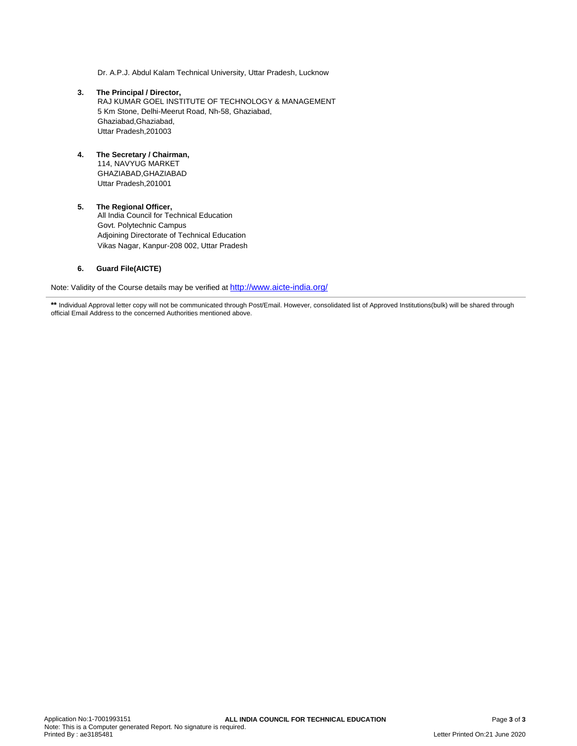Dr. A.P.J. Abdul Kalam Technical University, Uttar Pradesh, Lucknow

3. **The Principal / Director,**
   RAJ KUMAR GOEL INSTITUTE OF TECHNOLOGY & MANAGEMENT
   5 Km Stone, Delhi-Meerut Road, Nh-58, Ghaziabad,
   Ghaziabad,Ghaziabad,
   Uttar Pradesh,201003

4. **The Secretary / Chairman,**
   114, NAVYUG MARKET
   GHAZIABAD,GHAZIABAD
   Uttar Pradesh,201001

5. **The Regional Officer,**
   All India Council for Technical Education
   Govt. Polytechnic Campus
   Adjoining Directorate of Technical Education
   Vikas Nagar, Kanpur-208 002, Uttar Pradesh

6. **Guard File(AICTE)**

Note: Validity of the Course details may be verified at http://www.aicte-india.org/

---

**\*\*** Individual Approval letter copy will not be communicated through Post/Email. However, consolidated list of Approved Institutions(bulk) will be shared through official Email Address to the concerned Authorities mentioned above.

Application No:1-7001993151
Note: This is a Computer generated Report. No signature is required.
Printed By : ae3185481

Letter Printed On:21 June 2020